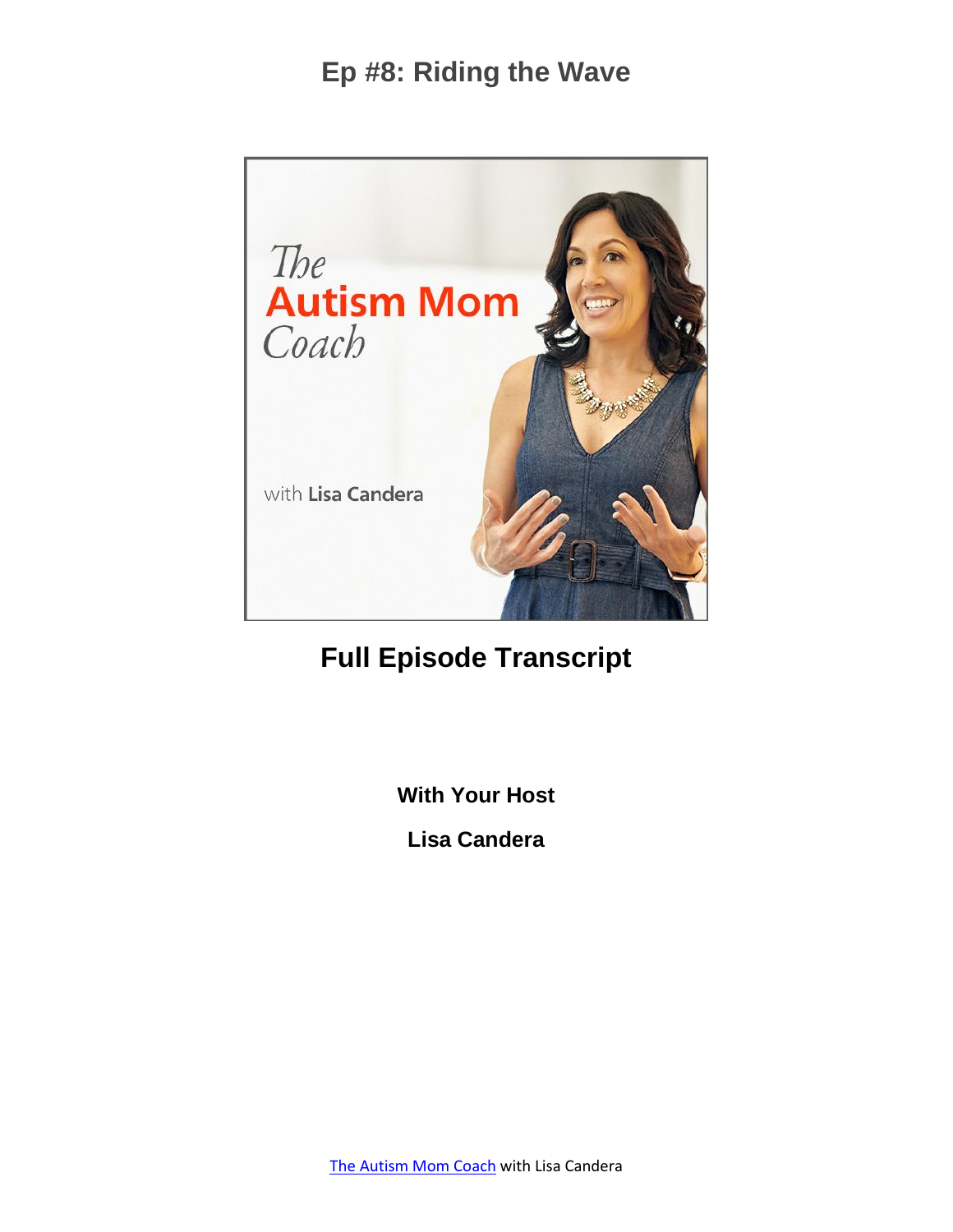# Ep #8: Riding the Wave

## Full Episode Transcript

**With Your Host**

**Lisa Candera**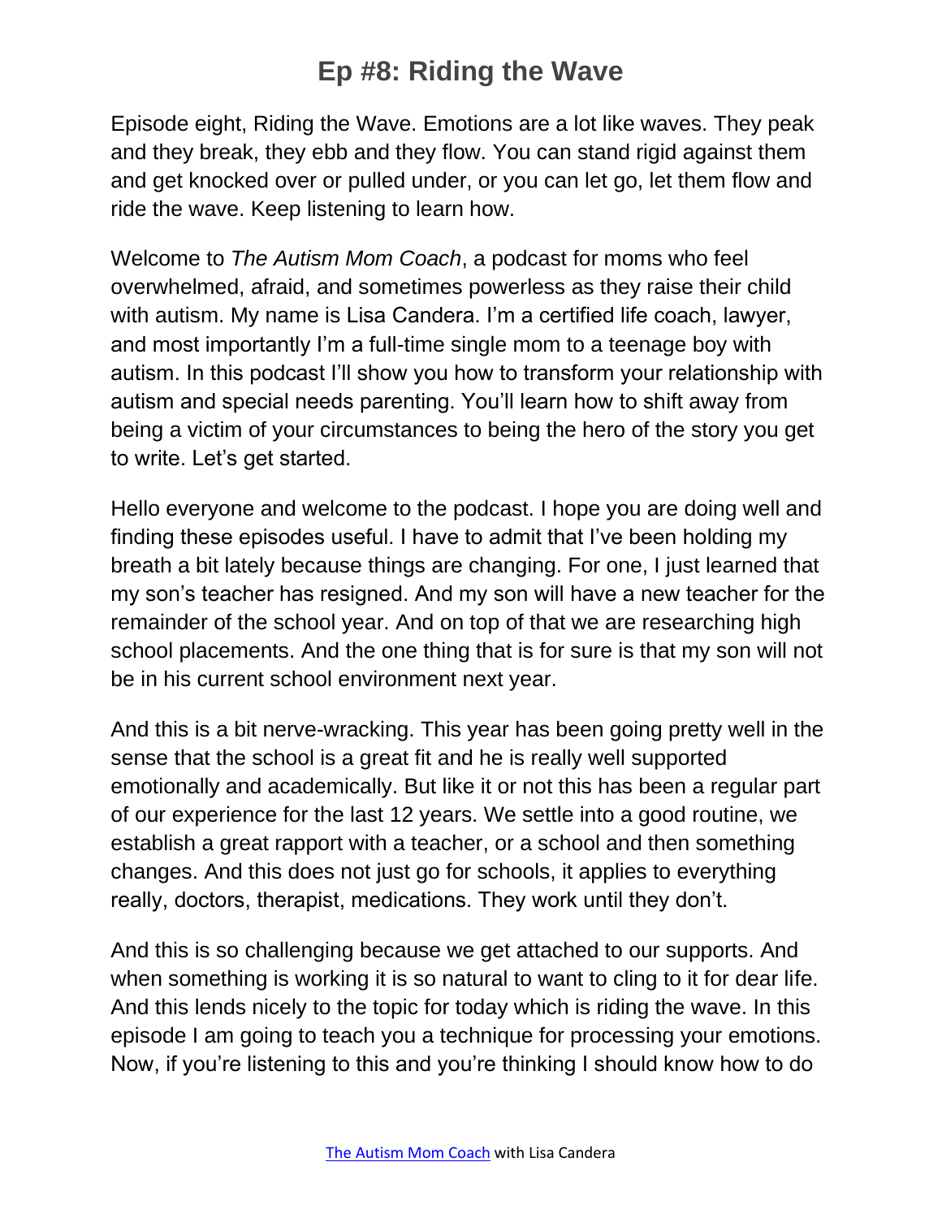# Ep #8: Riding the Wave

Episode eight, Riding the Wave. Emotions are a lot like waves. They peak and they break, they ebb and they flow. You can stand rigid against them and get knocked over or pulled under, or you can let go, let them flow and ride the wave. Keep listening to learn how.

Welcome to *The Autism Mom Coach*, a podcast for moms who feel overwhelmed, afraid, and sometimes powerless as they raise their child with autism. My name is Lisa Candera. I'm a certified life coach, lawyer, and most importantly I'm a full-time single mom to a teenage boy with autism. In this podcast I'll show you how to transform your relationship with autism and special needs parenting. You'll learn how to shift away from being a victim of your circumstances to being the hero of the story you get to write. Let's get started.

Hello everyone and welcome to the podcast. I hope you are doing well and finding these episodes useful. I have to admit that I've been holding my breath a bit lately because things are changing. For one, I just learned that my son's teacher has resigned. And my son will have a new teacher for the remainder of the school year. And on top of that we are researching high school placements. And the one thing that is for sure is that my son will not be in his current school environment next year.

And this is a bit nerve-wracking. This year has been going pretty well in the sense that the school is a great fit and he is really well supported emotionally and academically. But like it or not this has been a regular part of our experience for the last 12 years. We settle into a good routine, we establish a great rapport with a teacher, or a school and then something changes. And this does not just go for schools, it applies to everything really, doctors, therapist, medications. They work until they don't.

And this is so challenging because we get attached to our supports. And when something is working it is so natural to want to cling to it for dear life. And this lends nicely to the topic for today which is riding the wave. In this episode I am going to teach you a technique for processing your emotions. Now, if you're listening to this and you're thinking I should know how to do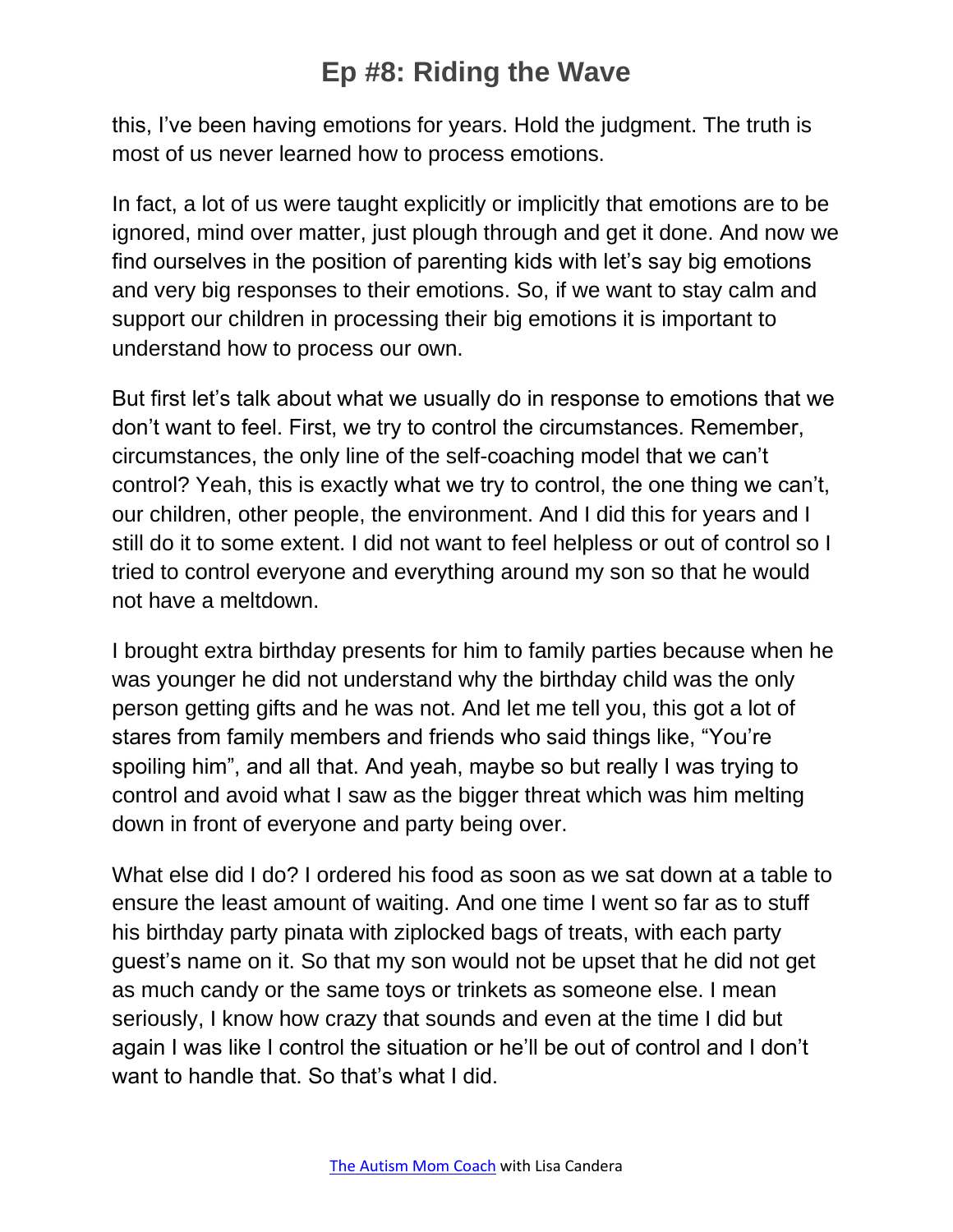this, I've been having emotions for years. Hold the judgment. The truth is most of us never learned how to process emotions.

In fact, a lot of us were taught explicitly or implicitly that emotions are to be ignored, mind over matter, just plough through and get it done. And now we find ourselves in the position of parenting kids with let's say big emotions and very big responses to their emotions. So, if we want to stay calm and support our children in processing their big emotions it is important to understand how to process our own.

But first let's talk about what we usually do in response to emotions that we don't want to feel. First, we try to control the circumstances. Remember, circumstances, the only line of the self-coaching model that we can't control? Yeah, this is exactly what we try to control, the one thing we can't, our children, other people, the environment. And I did this for years and I still do it to some extent. I did not want to feel helpless or out of control so I tried to control everyone and everything around my son so that he would not have a meltdown.

I brought extra birthday presents for him to family parties because when he was younger he did not understand why the birthday child was the only person getting gifts and he was not. And let me tell you, this got a lot of stares from family members and friends who said things like, "You're spoiling him", and all that. And yeah, maybe so but really I was trying to control and avoid what I saw as the bigger threat which was him melting down in front of everyone and party being over.

What else did I do? I ordered his food as soon as we sat down at a table to ensure the least amount of waiting. And one time I went so far as to stuff his birthday party pinata with ziplocked bags of treats, with each party guest's name on it. So that my son would not be upset that he did not get as much candy or the same toys or trinkets as someone else. I mean seriously, I know how crazy that sounds and even at the time I did but again I was like I control the situation or he'll be out of control and I don't want to handle that. So that's what I did.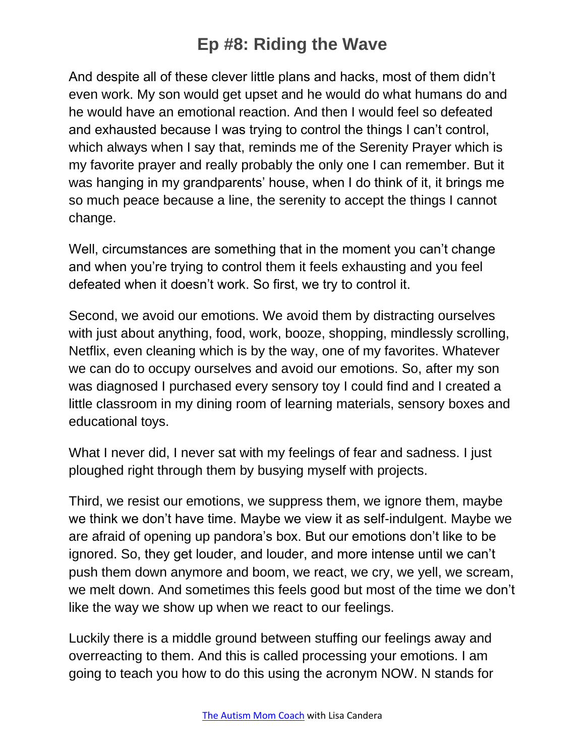And despite all of these clever little plans and hacks, most of them didn't even work. My son would get upset and he would do what humans do and he would have an emotional reaction. And then I would feel so defeated and exhausted because I was trying to control the things I can't control, which always when I say that, reminds me of the Serenity Prayer which is my favorite prayer and really probably the only one I can remember. But it was hanging in my grandparents' house, when I do think of it, it brings me so much peace because a line, the serenity to accept the things I cannot change.

Well, circumstances are something that in the moment you can't change and when you're trying to control them it feels exhausting and you feel defeated when it doesn't work. So first, we try to control it.

Second, we avoid our emotions. We avoid them by distracting ourselves with just about anything, food, work, booze, shopping, mindlessly scrolling, Netflix, even cleaning which is by the way, one of my favorites. Whatever we can do to occupy ourselves and avoid our emotions. So, after my son was diagnosed I purchased every sensory toy I could find and I created a little classroom in my dining room of learning materials, sensory boxes and educational toys.

What I never did, I never sat with my feelings of fear and sadness. I just ploughed right through them by busying myself with projects.

Third, we resist our emotions, we suppress them, we ignore them, maybe we think we don't have time. Maybe we view it as self-indulgent. Maybe we are afraid of opening up pandora's box. But our emotions don't like to be ignored. So, they get louder, and louder, and more intense until we can't push them down anymore and boom, we react, we cry, we yell, we scream, we melt down. And sometimes this feels good but most of the time we don't like the way we show up when we react to our feelings.

Luckily there is a middle ground between stuffing our feelings away and overreacting to them. And this is called processing your emotions. I am going to teach you how to do this using the acronym NOW. N stands for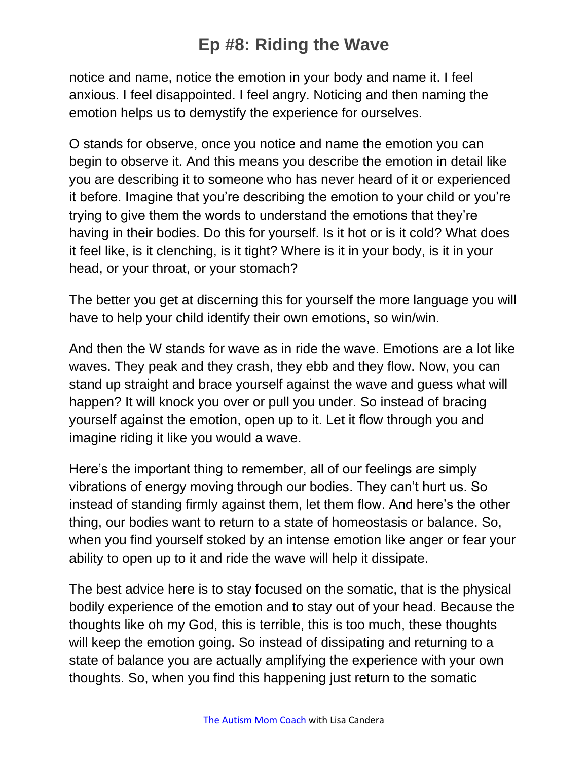notice and name, notice the emotion in your body and name it. I feel anxious. I feel disappointed. I feel angry. Noticing and then naming the emotion helps us to demystify the experience for ourselves.

O stands for observe, once you notice and name the emotion you can begin to observe it. And this means you describe the emotion in detail like you are describing it to someone who has never heard of it or experienced it before. Imagine that you're describing the emotion to your child or you're trying to give them the words to understand the emotions that they're having in their bodies. Do this for yourself. Is it hot or is it cold? What does it feel like, is it clenching, is it tight? Where is it in your body, is it in your head, or your throat, or your stomach?

The better you get at discerning this for yourself the more language you will have to help your child identify their own emotions, so win/win.

And then the W stands for wave as in ride the wave. Emotions are a lot like waves. They peak and they crash, they ebb and they flow. Now, you can stand up straight and brace yourself against the wave and guess what will happen? It will knock you over or pull you under. So instead of bracing yourself against the emotion, open up to it. Let it flow through you and imagine riding it like you would a wave.

Here's the important thing to remember, all of our feelings are simply vibrations of energy moving through our bodies. They can't hurt us. So instead of standing firmly against them, let them flow. And here's the other thing, our bodies want to return to a state of homeostasis or balance. So, when you find yourself stoked by an intense emotion like anger or fear your ability to open up to it and ride the wave will help it dissipate.

The best advice here is to stay focused on the somatic, that is the physical bodily experience of the emotion and to stay out of your head. Because the thoughts like oh my God, this is terrible, this is too much, these thoughts will keep the emotion going. So instead of dissipating and returning to a state of balance you are actually amplifying the experience with your own thoughts. So, when you find this happening just return to the somatic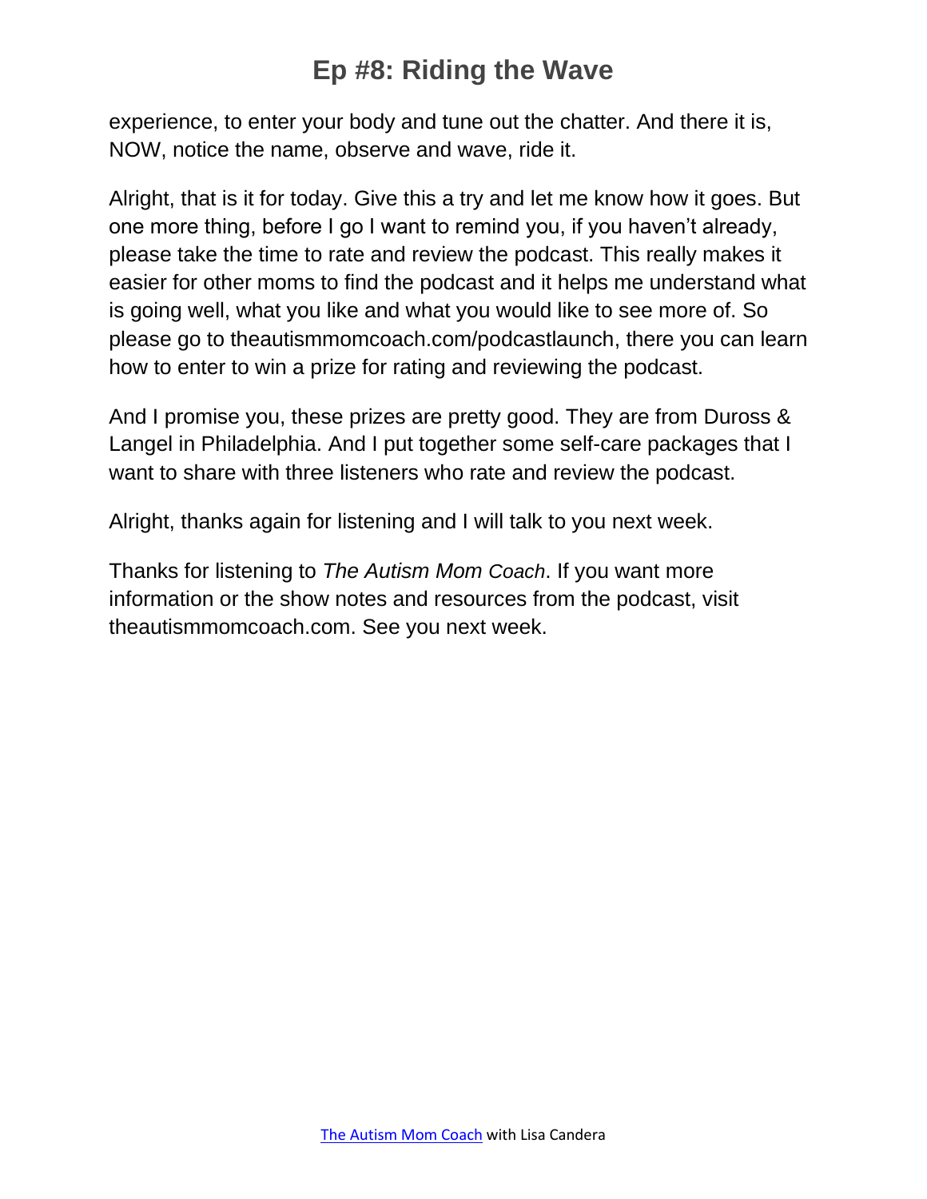experience, to enter your body and tune out the chatter. And there it is, NOW, notice the name, observe and wave, ride it.

Alright, that is it for today. Give this a try and let me know how it goes. But one more thing, before I go I want to remind you, if you haven't already, please take the time to rate and review the podcast. This really makes it easier for other moms to find the podcast and it helps me understand what is going well, what you like and what you would like to see more of. So please go to theautismmomcoach.com/podcastlaunch, there you can learn how to enter to win a prize for rating and reviewing the podcast.

And I promise you, these prizes are pretty good. They are from Duross & Langel in Philadelphia. And I put together some self-care packages that I want to share with three listeners who rate and review the podcast.

Alright, thanks again for listening and I will talk to you next week.

Thanks for listening to *The Autism Mom Coach*. If you want more information or the show notes and resources from the podcast, visit theautismmomcoach.com. See you next week.